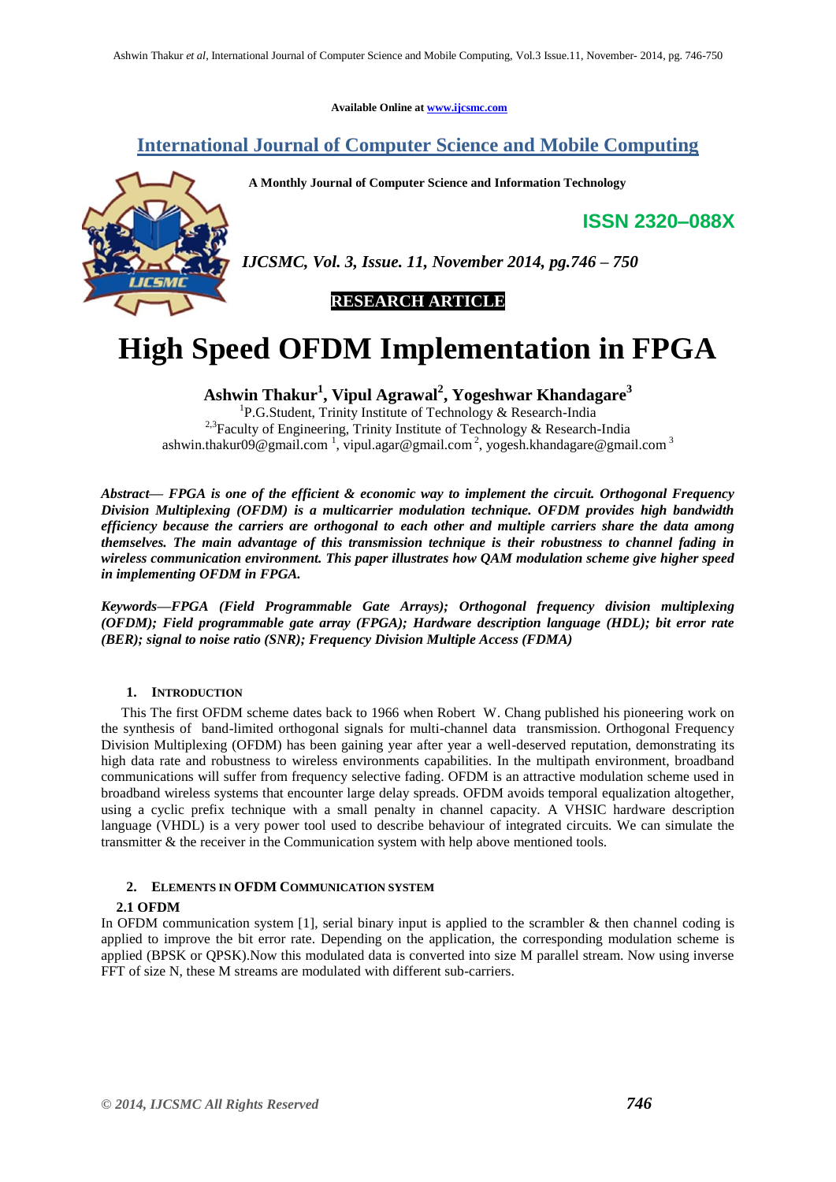Available Online at www.ijcsmc.com

# International Journal of Computer Science and Mobile Computing

A Monthly Journal of Computer Science and Information Technology

**ISSN 2320–088X**

*IJCSMC, Vol. 3, Issue. 11, November 2014, pg.746 – 750*

**RESEARCH ARTICLE**

# High Speed OFDM Implementation in FPGA

**Ashwin Thakur[1], Vipul Agrawal[2], Yogeshwar Khandagare[3]**

[1]P.G.Student, Trinity Institute of Technology & Research-India
[2,3]Faculty of Engineering, Trinity Institute of Technology & Research-India
ashwin.thakur09@gmail.com [1], vipul.agar@gmail.com [2], yogesh.khandagare@gmail.com [3]

***Abstract***— ***FPGA is one of the efficient & economic way to implement the circuit. Orthogonal Frequency Division Multiplexing (OFDM) is a multicarrier modulation technique. OFDM provides high bandwidth efficiency because the carriers are orthogonal to each other and multiple carriers share the data among themselves. The main advantage of this transmission technique is their robustness to channel fading in wireless communication environment. This paper illustrates how QAM modulation scheme give higher speed in implementing OFDM in FPGA.***

***Keywords***—***FPGA (Field Programmable Gate Arrays); Orthogonal frequency division multiplexing (OFDM); Field programmable gate array (FPGA); Hardware description language (HDL); bit error rate (BER); signal to noise ratio (SNR); Frequency Division Multiple Access (FDMA)***

## 1. Introduction

This The first OFDM scheme dates back to 1966 when Robert W. Chang published his pioneering work on the synthesis of band-limited orthogonal signals for multi-channel data transmission. Orthogonal Frequency Division Multiplexing (OFDM) has been gaining year after year a well-deserved reputation, demonstrating its high data rate and robustness to wireless environments capabilities. In the multipath environment, broadband communications will suffer from frequency selective fading. OFDM is an attractive modulation scheme used in broadband wireless systems that encounter large delay spreads. OFDM avoids temporal equalization altogether, using a cyclic prefix technique with a small penalty in channel capacity. A VHSIC hardware description language (VHDL) is a very power tool used to describe behaviour of integrated circuits. We can simulate the transmitter & the receiver in the Communication system with help above mentioned tools.

## 2. Elements in OFDM Communication System

### 2.1 OFDM

In OFDM communication system [1], serial binary input is applied to the scrambler & then channel coding is applied to improve the bit error rate. Depending on the application, the corresponding modulation scheme is applied (BPSK or QPSK).Now this modulated data is converted into size M parallel stream. Now using inverse FFT of size N, these M streams are modulated with different sub-carriers.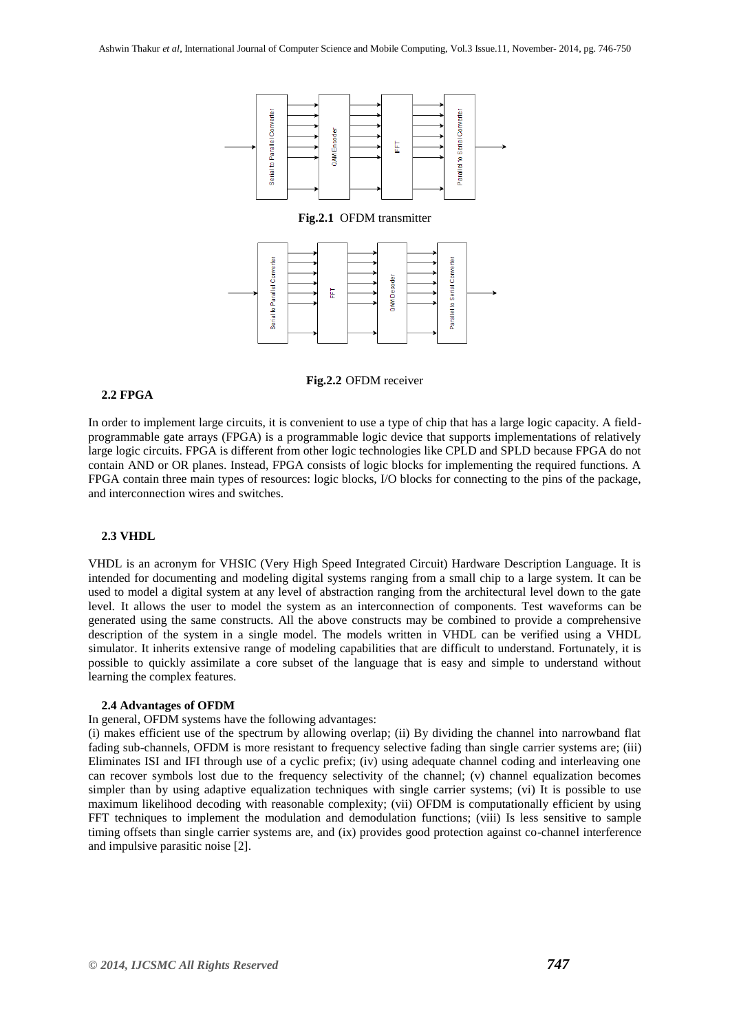Fig.2.1 OFDM transmitter

Fig.2.2 OFDM receiver

### 2.2 FPGA

In order to implement large circuits, it is convenient to use a type of chip that has a large logic capacity. A field-programmable gate arrays (FPGA) is a programmable logic device that supports implementations of relatively large logic circuits. FPGA is different from other logic technologies like CPLD and SPLD because FPGA do not contain AND or OR planes. Instead, FPGA consists of logic blocks for implementing the required functions. A FPGA contain three main types of resources: logic blocks, I/O blocks for connecting to the pins of the package, and interconnection wires and switches.

### 2.3 VHDL

VHDL is an acronym for VHSIC (Very High Speed Integrated Circuit) Hardware Description Language. It is intended for documenting and modeling digital systems ranging from a small chip to a large system. It can be used to model a digital system at any level of abstraction ranging from the architectural level down to the gate level. It allows the user to model the system as an interconnection of components. Test waveforms can be generated using the same constructs. All the above constructs may be combined to provide a comprehensive description of the system in a single model. The models written in VHDL can be verified using a VHDL simulator. It inherits extensive range of modeling capabilities that are difficult to understand. Fortunately, it is possible to quickly assimilate a core subset of the language that is easy and simple to understand without learning the complex features.

### 2.4 Advantages of OFDM

In general, OFDM systems have the following advantages:

(i) makes efficient use of the spectrum by allowing overlap; (ii) By dividing the channel into narrowband flat fading sub-channels, OFDM is more resistant to frequency selective fading than single carrier systems are; (iii) Eliminates ISI and IFI through use of a cyclic prefix; (iv) using adequate channel coding and interleaving one can recover symbols lost due to the frequency selectivity of the channel; (v) channel equalization becomes simpler than by using adaptive equalization techniques with single carrier systems; (vi) It is possible to use maximum likelihood decoding with reasonable complexity; (vii) OFDM is computationally efficient by using FFT techniques to implement the modulation and demodulation functions; (viii) Is less sensitive to sample timing offsets than single carrier systems are, and (ix) provides good protection against co-channel interference and impulsive parasitic noise [2].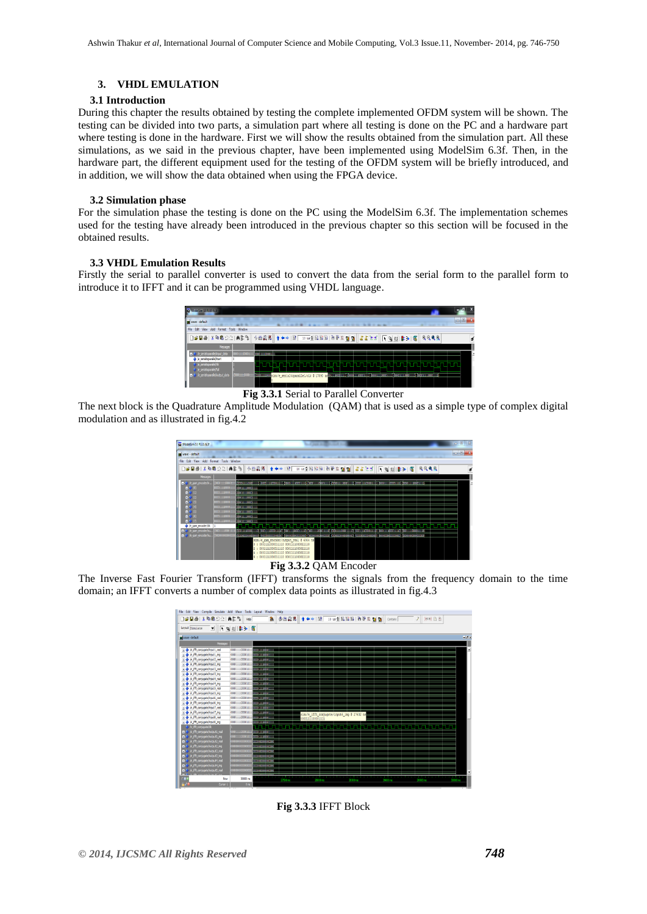## 3. VHDL EMULATION

### 3.1 Introduction

During this chapter the results obtained by testing the complete implemented OFDM system will be shown. The testing can be divided into two parts, a simulation part where all testing is done on the PC and a hardware part where testing is done in the hardware. First we will show the results obtained from the simulation part. All these simulations, as we said in the previous chapter, have been implemented using ModelSim 6.3f. Then, in the hardware part, the different equipment used for the testing of the OFDM system will be briefly introduced, and in addition, we will show the data obtained when using the FPGA device.

### 3.2 Simulation phase

For the simulation phase the testing is done on the PC using the ModelSim 6.3f. The implementation schemes used for the testing have already been introduced in the previous chapter so this section will be focused in the obtained results.

### 3.3 VHDL Emulation Results

Firstly the serial to parallel converter is used to convert the data from the serial form to the parallel form to introduce it to IFFT and it can be programmed using VHDL language.

**Fig 3.3.1** Serial to Parallel Converter

The next block is the Quadrature Amplitude Modulation (QAM) that is used as a simple type of complex digital modulation and as illustrated in fig.4.2

**Fig 3.3.2** QAM Encoder

The Inverse Fast Fourier Transform (IFFT) transforms the signals from the frequency domain to the time domain; an IFFT converts a number of complex data points as illustrated in fig.4.3

**Fig 3.3.3** IFFT Block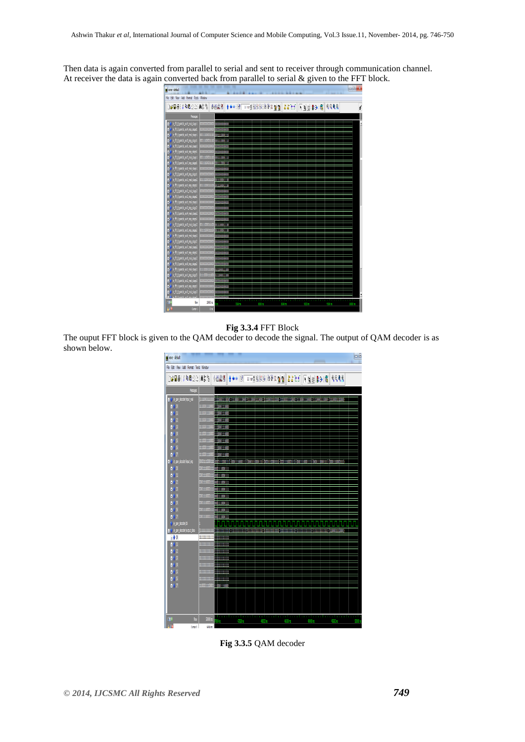Then data is again converted from parallel to serial and sent to receiver through communication channel. At receiver the data is again converted back from parallel to serial & given to the FFT block.

**Fig 3.3.4** FFT Block

The ouput FFT block is given to the QAM decoder to decode the signal. The output of QAM decoder is as shown below.

**Fig 3.3.5** QAM decoder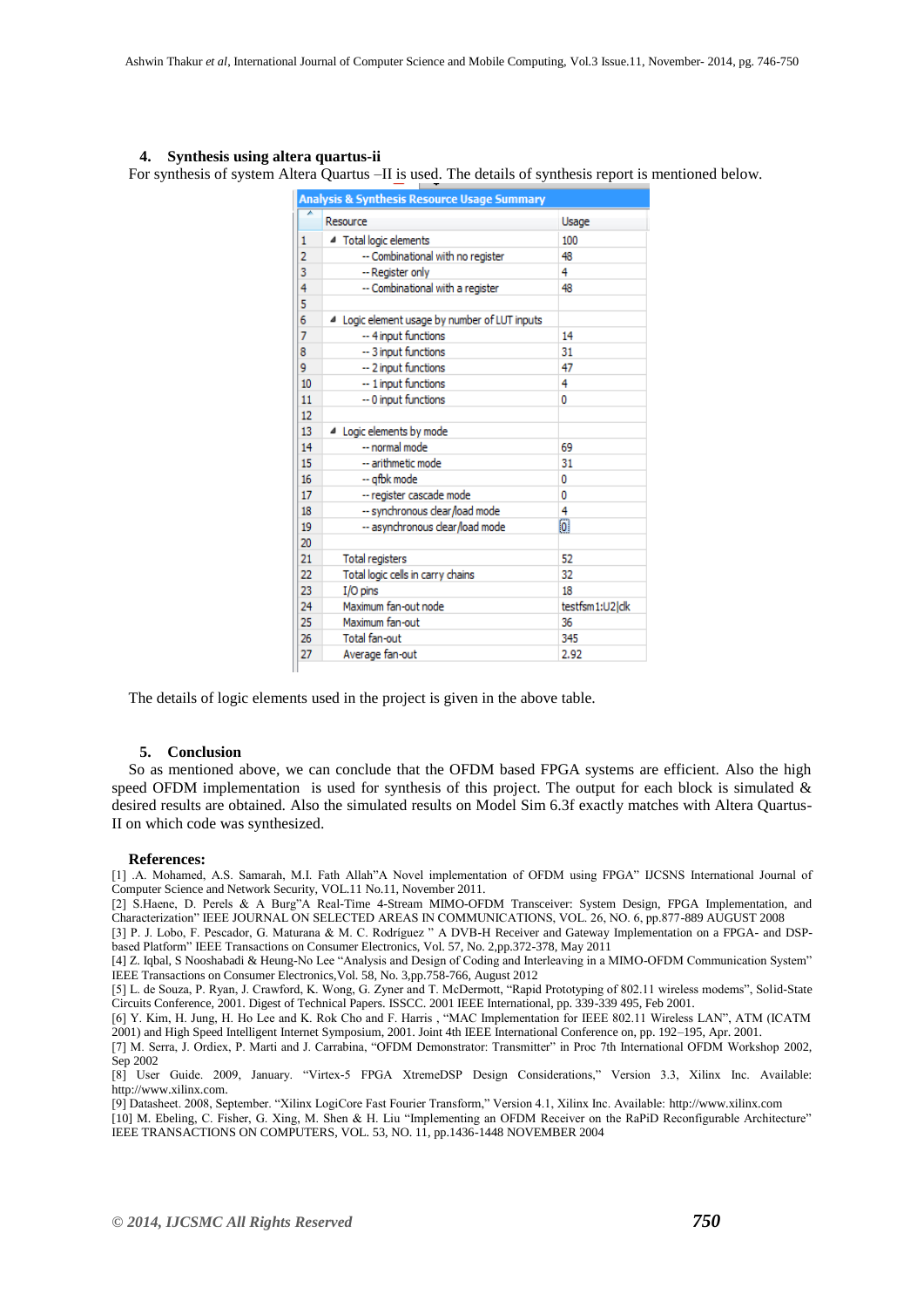## 4. Synthesis using altera quartus-ii

For synthesis of system Altera Quartus –II is used. The details of synthesis report is mentioned below.

**Analysis & Synthesis Resource Usage Summary**

| | Resource | Usage |
|---|---|---|
| 1 | Total logic elements | 100 |
| 2 | -- Combinational with no register | 48 |
| 3 | -- Register only | 4 |
| 4 | -- Combinational with a register | 48 |
| 5 | | |
| 6 | Logic element usage by number of LUT inputs | |
| 7 | -- 4 input functions | 14 |
| 8 | -- 3 input functions | 31 |
| 9 | -- 2 input functions | 47 |
| 10 | -- 1 input functions | 4 |
| 11 | -- 0 input functions | 0 |
| 12 | | |
| 13 | Logic elements by mode | |
| 14 | -- normal mode | 69 |
| 15 | -- arithmetic mode | 31 |
| 16 | -- qfbk mode | 0 |
| 17 | -- register cascade mode | 0 |
| 18 | -- synchronous clear/load mode | 4 |
| 19 | -- asynchronous clear/load mode | 0 |
| 20 | | |
| 21 | Total registers | 52 |
| 22 | Total logic cells in carry chains | 32 |
| 23 | I/O pins | 18 |
| 24 | Maximum fan-out node | testfsm1:U2\|clk |
| 25 | Maximum fan-out | 36 |
| 26 | Total fan-out | 345 |
| 27 | Average fan-out | 2.92 |

The details of logic elements used in the project is given in the above table.

## 5. Conclusion

So as mentioned above, we can conclude that the OFDM based FPGA systems are efficient. Also the high speed OFDM implementation is used for synthesis of this project. The output for each block is simulated & desired results are obtained. Also the simulated results on Model Sim 6.3f exactly matches with Altera Quartus-II on which code was synthesized.

**References:**

[1] .A. Mohamed, A.S. Samarah, M.I. Fath Allah"A Novel implementation of OFDM using FPGA" IJCSNS International Journal of Computer Science and Network Security, VOL.11 No.11, November 2011.

[2] S.Haene, D. Perels & A Burg"A Real-Time 4-Stream MIMO-OFDM Transceiver: System Design, FPGA Implementation, and Characterization" IEEE JOURNAL ON SELECTED AREAS IN COMMUNICATIONS, VOL. 26, NO. 6, pp.877-889 AUGUST 2008

[3] P. J. Lobo, F. Pescador, G. Maturana & M. C. Rodríguez " A DVB-H Receiver and Gateway Implementation on a FPGA- and DSP-based Platform" IEEE Transactions on Consumer Electronics, Vol. 57, No. 2,pp.372-378, May 2011

[4] Z. Iqbal, S Nooshabadi & Heung-No Lee "Analysis and Design of Coding and Interleaving in a MIMO-OFDM Communication System" IEEE Transactions on Consumer Electronics,Vol. 58, No. 3,pp.758-766, August 2012

[5] L. de Souza, P. Ryan, J. Crawford, K. Wong, G. Zyner and T. McDermott, "Rapid Prototyping of 802.11 wireless modems", Solid-State Circuits Conference, 2001. Digest of Technical Papers. ISSCC. 2001 IEEE International, pp. 339-339 495, Feb 2001.

[6] Y. Kim, H. Jung, H. Ho Lee and K. Rok Cho and F. Harris , "MAC Implementation for IEEE 802.11 Wireless LAN", ATM (ICATM 2001) and High Speed Intelligent Internet Symposium, 2001. Joint 4th IEEE International Conference on, pp. 192–195, Apr. 2001.

[7] M. Serra, J. Ordiex, P. Marti and J. Carrabina, "OFDM Demonstrator: Transmitter" in Proc 7th International OFDM Workshop 2002, Sep 2002

[8] User Guide. 2009, January. "Virtex-5 FPGA XtremeDSP Design Considerations," Version 3.3, Xilinx Inc. Available: http://www.xilinx.com.

[9] Datasheet. 2008, September. "Xilinx LogiCore Fast Fourier Transform," Version 4.1, Xilinx Inc. Available: http://www.xilinx.com

[10] M. Ebeling, C. Fisher, G. Xing, M. Shen & H. Liu "Implementing an OFDM Receiver on the RaPiD Reconfigurable Architecture" IEEE TRANSACTIONS ON COMPUTERS, VOL. 53, NO. 11, pp.1436-1448 NOVEMBER 2004